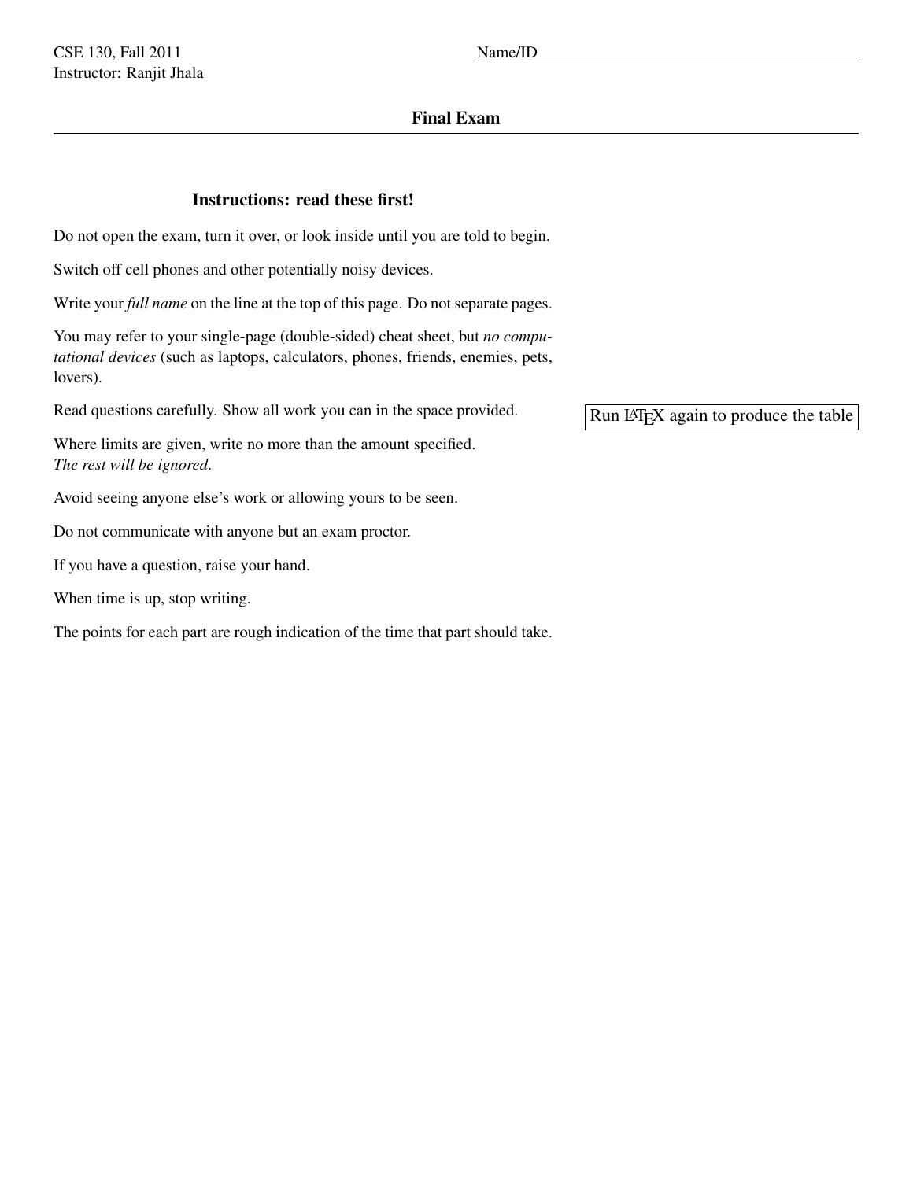CSE 130, Fall 2011
Instructor: Ranjit Jhala

Name/ID ______________________________

## Final Exam

### Instructions: read these first!

Do not open the exam, turn it over, or look inside until you are told to begin.

Switch off cell phones and other potentially noisy devices.

Write your *full name* on the line at the top of this page. Do not separate pages.

You may refer to your single-page (double-sided) cheat sheet, but *no computational devices* (such as laptops, calculators, phones, friends, enemies, pets, lovers).

Read questions carefully. Show all work you can in the space provided.

Where limits are given, write no more than the amount specified.
*The rest will be ignored.*

Avoid seeing anyone else's work or allowing yours to be seen.

Do not communicate with anyone but an exam proctor.

If you have a question, raise your hand.

When time is up, stop writing.

The points for each part are rough indication of the time that part should take.

Run LaTeX again to produce the table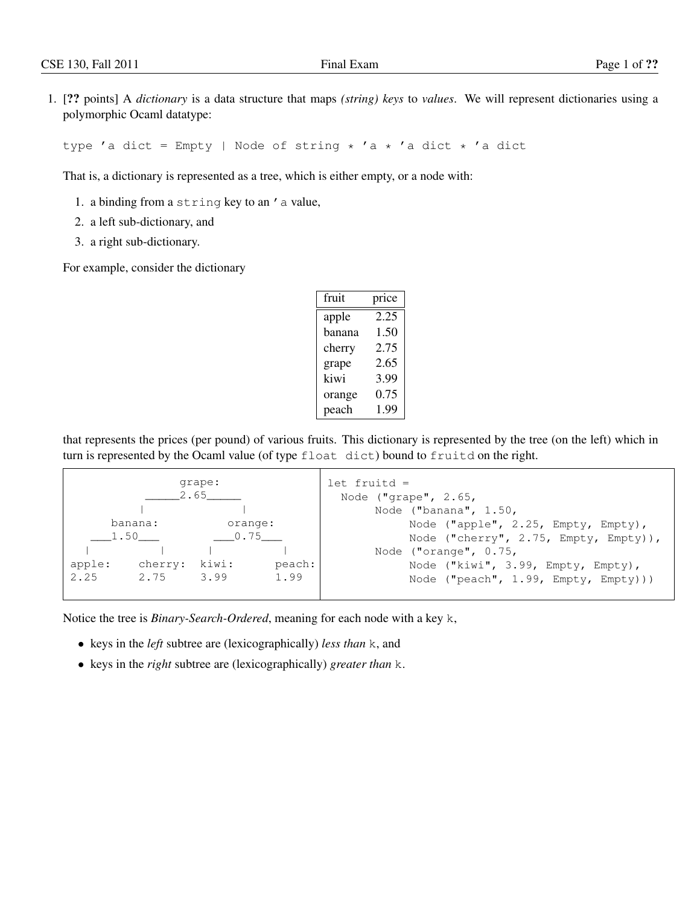1. [**??** points] A *dictionary* is a data structure that maps *(string) keys* to *values*. We will represent dictionaries using a polymorphic Ocaml datatype:

```
type 'a dict = Empty | Node of string * 'a * 'a dict * 'a dict
```

That is, a dictionary is represented as a tree, which is either empty, or a node with:

1. a binding from a `string` key to an `'a` value,
2. a left sub-dictionary, and
3. a right sub-dictionary.

For example, consider the dictionary

| fruit | price |
|---|---|
| apple | 2.25 |
| banana | 1.50 |
| cherry | 2.75 |
| grape | 2.65 |
| kiwi | 3.99 |
| orange | 0.75 |
| peach | 1.99 |

that represents the prices (per pound) of various fruits. This dictionary is represented by the tree (on the left) which in turn is represented by the Ocaml value (of type `float dict`) bound to `fruitd` on the right.

```
              grape:
           _____2.65_____
           |            |
      banana:         orange:
   ___1.50___       ___0.75___
   |         |      |         |
apple:    cherry:  kiwi:     peach:
2.25      2.75     3.99      1.99
```

```
let fruitd =
  Node ("grape", 2.65,
       Node ("banana", 1.50,
            Node ("apple", 2.25, Empty, Empty),
            Node ("cherry", 2.75, Empty, Empty)),
       Node ("orange", 0.75,
            Node ("kiwi", 3.99, Empty, Empty),
            Node ("peach", 1.99, Empty, Empty)))
```

Notice the tree is *Binary-Search-Ordered*, meaning for each node with a key `k`,

- keys in the *left* subtree are (lexicographically) *less than* `k`, and
- keys in the *right* subtree are (lexicographically) *greater than* `k`.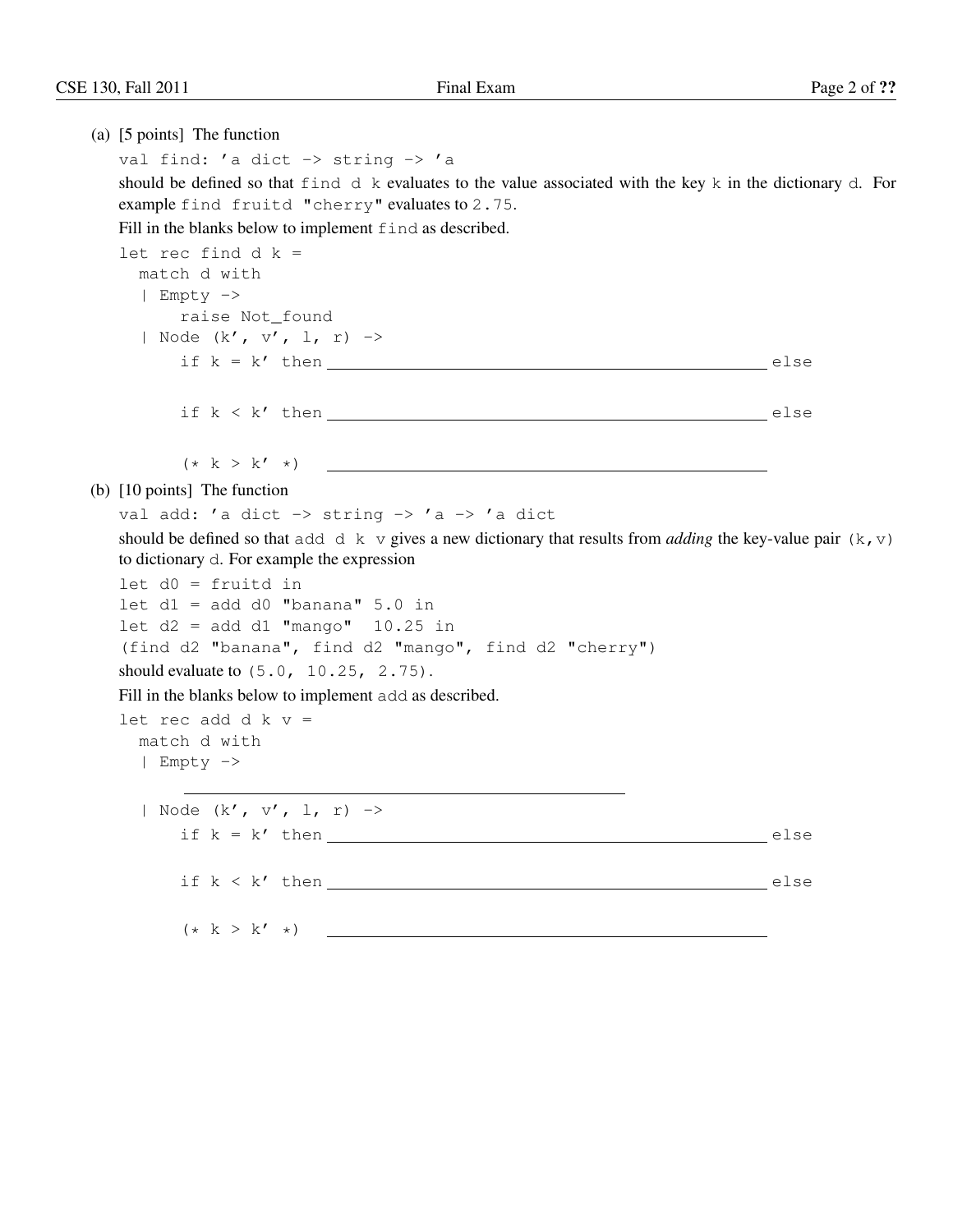(a) [5 points] The function

```
val find: 'a dict -> string -> 'a
```

should be defined so that `find d k` evaluates to the value associated with the key `k` in the dictionary `d`. For example `find fruitd "cherry"` evaluates to `2.75`.

Fill in the blanks below to implement `find` as described.

```
let rec find d k =
  match d with
  | Empty ->
      raise Not_found
  | Node (k', v', l, r) ->
      if k = k' then ______________________________________ else

      if k < k' then ______________________________________ else

      (* k > k' *)   ______________________________________
```

(b) [10 points] The function

```
val add: 'a dict -> string -> 'a -> 'a dict
```

should be defined so that `add d k v` gives a new dictionary that results from *adding* the key-value pair `(k,v)` to dictionary `d`. For example the expression

```
let d0 = fruitd in
let d1 = add d0 "banana" 5.0 in
let d2 = add d1 "mango"  10.25 in
(find d2 "banana", find d2 "mango", find d2 "cherry")
```

should evaluate to `(5.0, 10.25, 2.75)`.

Fill in the blanks below to implement `add` as described.

```
let rec add d k v =
  match d with
  | Empty ->
      ______________________________________
  | Node (k', v', l, r) ->
      if k = k' then ______________________________________ else

      if k < k' then ______________________________________ else

      (* k > k' *)   ______________________________________
```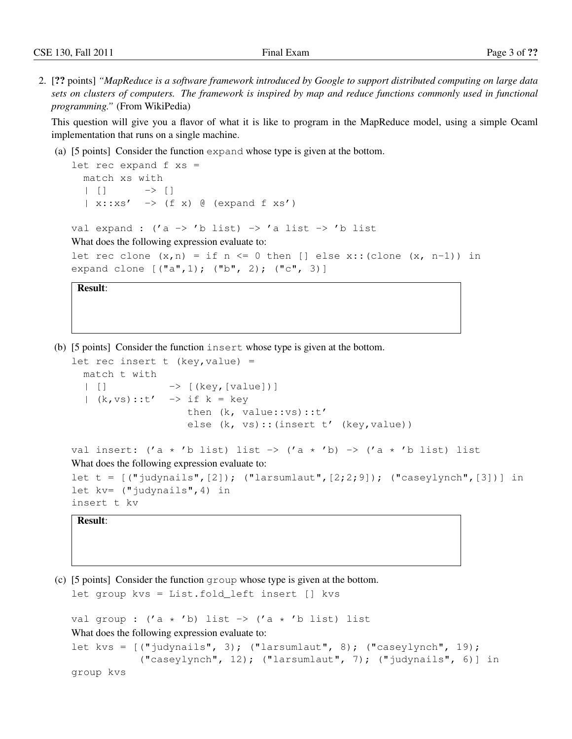2. [?? points] *"MapReduce is a software framework introduced by Google to support distributed computing on large data sets on clusters of computers. The framework is inspired by map and reduce functions commonly used in functional programming."* (From WikiPedia)

This question will give you a flavor of what it is like to program in the MapReduce model, using a simple Ocaml implementation that runs on a single machine.

(a) [5 points] Consider the function `expand` whose type is given at the bottom.

```
let rec expand f xs =
  match xs with
  | []      -> []
  | x::xs'  -> (f x) @ (expand f xs')

val expand : ('a -> 'b list) -> 'a list -> 'b list
```

What does the following expression evaluate to:

```
let rec clone (x,n) = if n <= 0 then [] else x::(clone (x, n-1)) in
expand clone [("a",1); ("b", 2); ("c", 3)]
```

**Result**:

(b) [5 points] Consider the function `insert` whose type is given at the bottom.

```
let rec insert t (key,value) =
  match t with
  | []          -> [(key,[value])]
  | (k,vs)::t'  -> if k = key
                   then (k, value::vs)::t'
                   else (k, vs)::(insert t' (key,value))

val insert: ('a * 'b list) list -> ('a * 'b) -> ('a * 'b list) list
```

What does the following expression evaluate to:

```
let t = [("judynails",[2]); ("larsumlaut",[2;2;9]); ("caseylynch",[3])] in
let kv= ("judynails",4) in
insert t kv
```

**Result**:

(c) [5 points] Consider the function `group` whose type is given at the bottom.

```
let group kvs = List.fold_left insert [] kvs

val group : ('a * 'b) list -> ('a * 'b list) list
```

What does the following expression evaluate to:

```
let kvs = [("judynails", 3); ("larsumlaut", 8); ("caseylynch", 19);
           ("caseylynch", 12); ("larsumlaut", 7); ("judynails", 6)] in
group kvs
```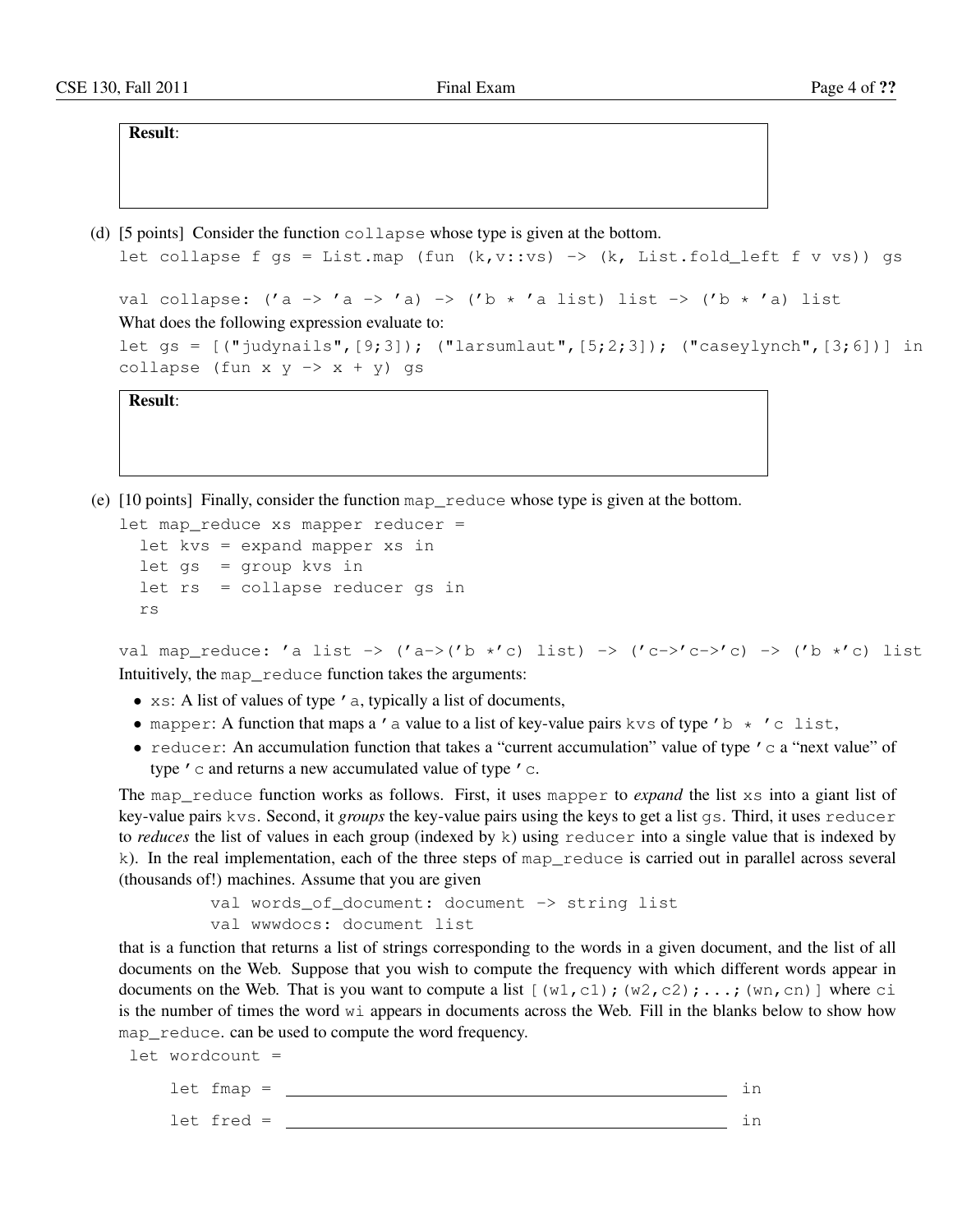**Result**:

(d) [5 points] Consider the function `collapse` whose type is given at the bottom.

```
let collapse f gs = List.map (fun (k,v::vs) -> (k, List.fold_left f v vs)) gs

val collapse: ('a -> 'a -> 'a) -> ('b * 'a list) list -> ('b * 'a) list
```

What does the following expression evaluate to:

```
let gs = [("judynails",[9;3]); ("larsumlaut",[5;2;3]); ("caseylynch",[3;6])] in
collapse (fun x y -> x + y) gs
```

**Result**:

(e) [10 points] Finally, consider the function `map_reduce` whose type is given at the bottom.

```
let map_reduce xs mapper reducer =
  let kvs = expand mapper xs in
  let gs  = group kvs in
  let rs  = collapse reducer gs in
  rs

val map_reduce: 'a list -> ('a->('b *'c) list) -> ('c->'c->'c) -> ('b *'c) list
```

Intuitively, the `map_reduce` function takes the arguments:

- `xs`: A list of values of type `'a`, typically a list of documents,
- `mapper`: A function that maps a `'a` value to a list of key-value pairs `kvs` of type `'b * 'c list`,
- `reducer`: An accumulation function that takes a "current accumulation" value of type `'c` a "next value" of type `'c` and returns a new accumulated value of type `'c`.

The `map_reduce` function works as follows. First, it uses `mapper` to *expand* the list `xs` into a giant list of key-value pairs `kvs`. Second, it *groups* the key-value pairs using the keys to get a list `gs`. Third, it uses `reducer` to *reduces* the list of values in each group (indexed by `k`) using `reducer` into a single value that is indexed by `k`). In the real implementation, each of the three steps of `map_reduce` is carried out in parallel across several (thousands of!) machines. Assume that you are given

```
val words_of_document: document -> string list
val wwwdocs: document list
```

that is a function that returns a list of strings corresponding to the words in a given document, and the list of all documents on the Web. Suppose that you wish to compute the frequency with which different words appear in documents on the Web. That is you want to compute a list `[(w1,c1);(w2,c2);...;(wn,cn)]` where `ci` is the number of times the word `wi` appears in documents across the Web. Fill in the blanks below to show how `map_reduce`. can be used to compute the word frequency.

```
let wordcount =

    let fmap = ____________________________________________ in

    let fred = ____________________________________________ in
```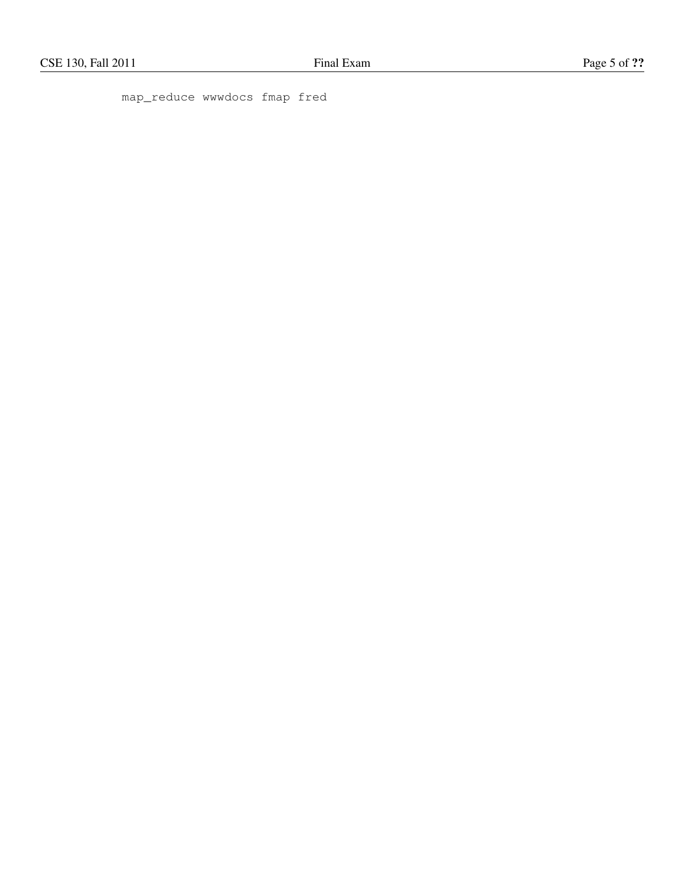```
map_reduce wwwdocs fmap fred
```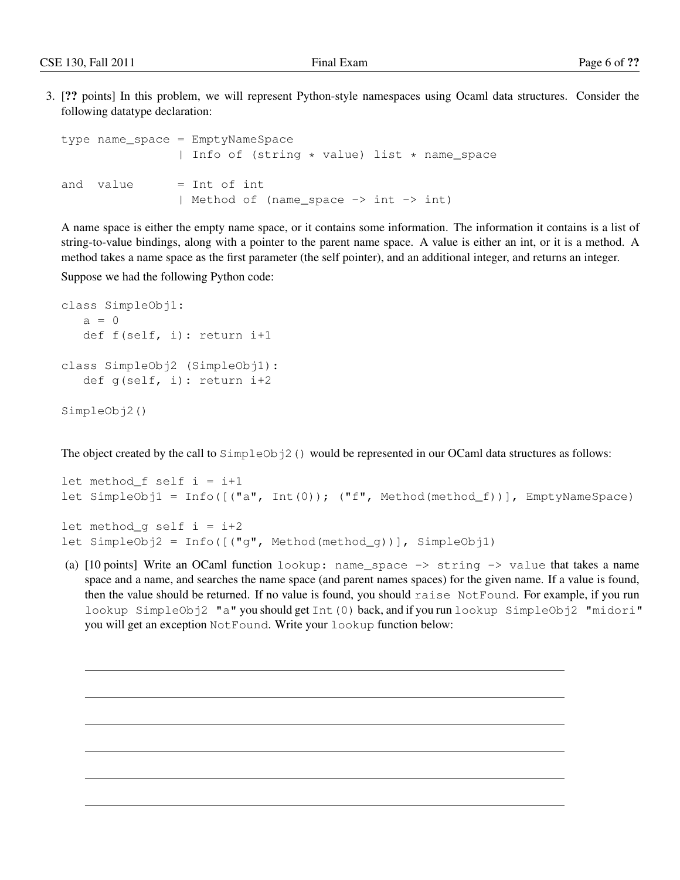3. [**??** points] In this problem, we will represent Python-style namespaces using Ocaml data structures. Consider the following datatype declaration:

```
type name_space = EmptyNameSpace
                | Info of (string * value) list * name_space

and  value      = Int of int
                | Method of (name_space -> int -> int)
```

A name space is either the empty name space, or it contains some information. The information it contains is a list of string-to-value bindings, along with a pointer to the parent name space. A value is either an int, or it is a method. A method takes a name space as the first parameter (the self pointer), and an additional integer, and returns an integer.

Suppose we had the following Python code:

```
class SimpleObj1:
   a = 0
   def f(self, i): return i+1

class SimpleObj2 (SimpleObj1):
   def g(self, i): return i+2

SimpleObj2()
```

The object created by the call to `SimpleObj2()` would be represented in our OCaml data structures as follows:

```
let method_f self i = i+1
let SimpleObj1 = Info([("a", Int(0)); ("f", Method(method_f))], EmptyNameSpace)

let method_g self i = i+2
let SimpleObj2 = Info([("g", Method(method_g))], SimpleObj1)
```

(a) [10 points] Write an OCaml function `lookup: name_space -> string -> value` that takes a name space and a name, and searches the name space (and parent names spaces) for the given name. If a value is found, then the value should be returned. If no value is found, you should `raise NotFound`. For example, if you run `lookup SimpleObj2 "a"` you should get `Int(0)` back, and if you run `lookup SimpleObj2 "midori"` you will get an exception `NotFound`. Write your `lookup` function below: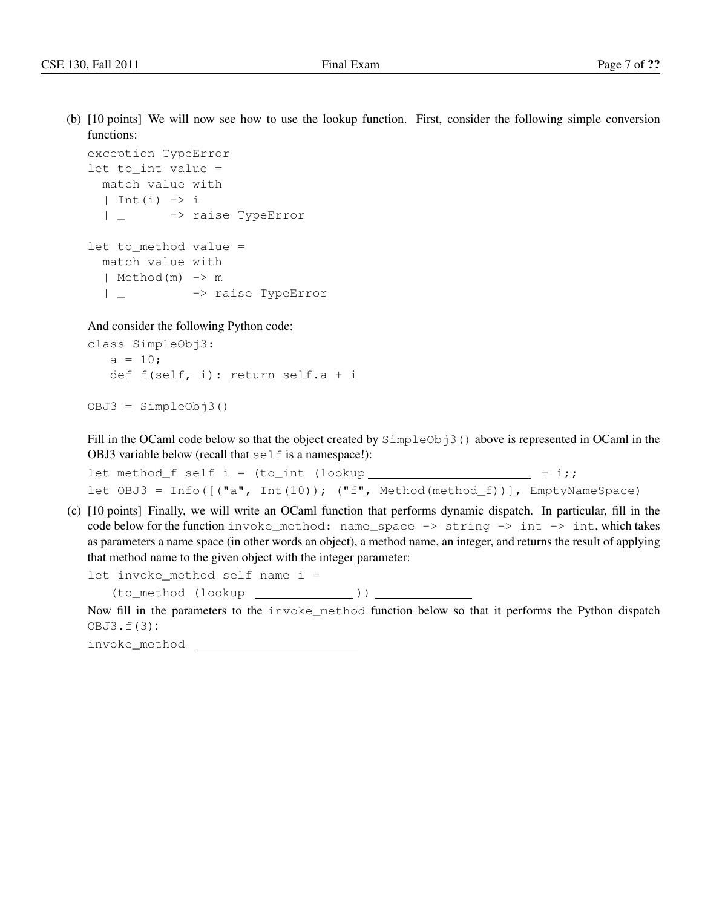(b) [10 points] We will now see how to use the lookup function. First, consider the following simple conversion functions:

```
exception TypeError
let to_int value =
  match value with
  | Int(i) -> i
  | _      -> raise TypeError

let to_method value =
  match value with
  | Method(m) -> m
  | _         -> raise TypeError
```

And consider the following Python code:

```
class SimpleObj3:
   a = 10;
   def f(self, i): return self.a + i

OBJ3 = SimpleObj3()
```

Fill in the OCaml code below so that the object created by `SimpleObj3()` above is represented in OCaml in the OBJ3 variable below (recall that `self` is a namespace!):

```
let method_f self i = (to_int (lookup ______________________ + i;;
let OBJ3 = Info([("a", Int(10)); ("f", Method(method_f))], EmptyNameSpace)
```

(c) [10 points] Finally, we will write an OCaml function that performs dynamic dispatch. In particular, fill in the code below for the function `invoke_method: name_space -> string -> int -> int`, which takes as parameters a name space (in other words an object), a method name, an integer, and returns the result of applying that method name to the given object with the integer parameter:

```
let invoke_method self name i =
   (to_method (lookup ______________ )) ______________
```

Now fill in the parameters to the `invoke_method` function below so that it performs the Python dispatch `OBJ3.f(3)`:

```
invoke_method ______________________
```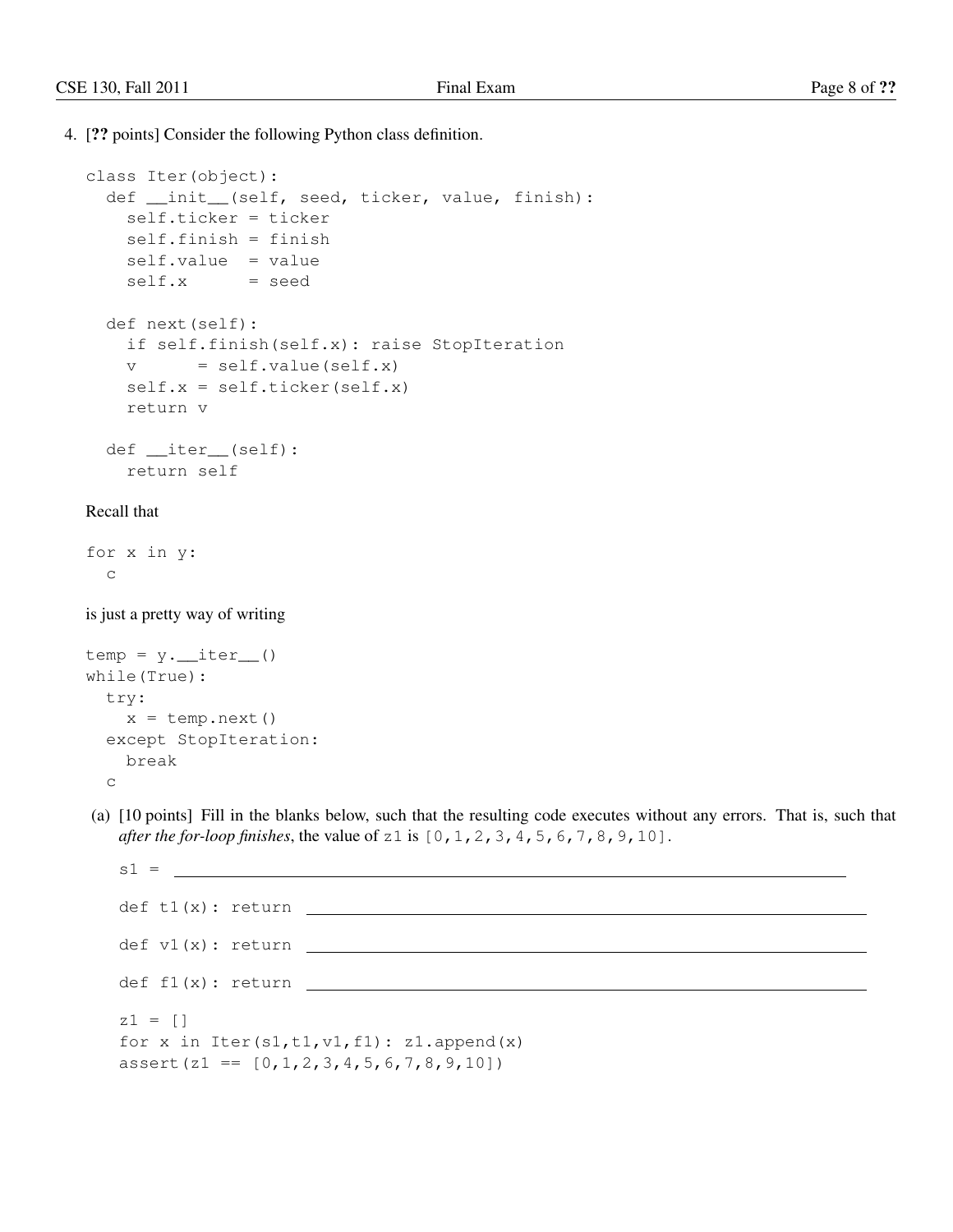4. [**??** points] Consider the following Python class definition.

```
class Iter(object):
  def __init__(self, seed, ticker, value, finish):
    self.ticker = ticker
    self.finish = finish
    self.value  = value
    self.x      = seed

  def next(self):
    if self.finish(self.x): raise StopIteration
    v      = self.value(self.x)
    self.x = self.ticker(self.x)
    return v

  def __iter__(self):
    return self
```

Recall that

```
for x in y:
  c
```

is just a pretty way of writing

```
temp = y.__iter__()
while(True):
  try:
    x = temp.next()
  except StopIteration:
    break
  c
```

(a) [10 points] Fill in the blanks below, such that the resulting code executes without any errors. That is, such that *after the for-loop finishes*, the value of `z1` is `[0,1,2,3,4,5,6,7,8,9,10]`.

```
s1 = ____________________________________________

def t1(x): return ________________________________

def v1(x): return ________________________________

def f1(x): return ________________________________

z1 = []
for x in Iter(s1,t1,v1,f1): z1.append(x)
assert(z1 == [0,1,2,3,4,5,6,7,8,9,10])
```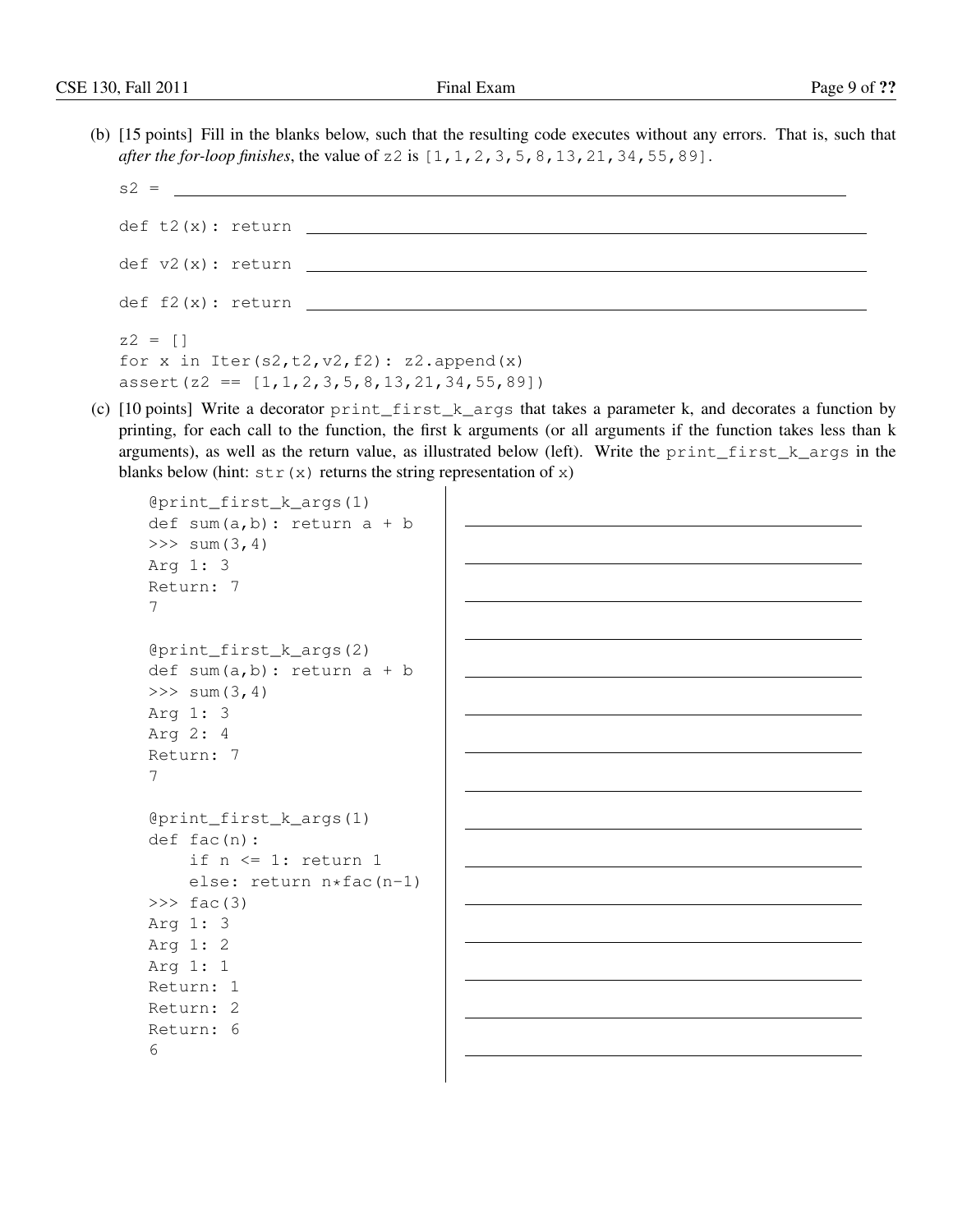(b) [15 points] Fill in the blanks below, such that the resulting code executes without any errors. That is, such that *after the for-loop finishes*, the value of `z2` is `[1,1,2,3,5,8,13,21,34,55,89]`.

```
s2 = ____________________________________________

def t2(x): return ________________________________

def v2(x): return ________________________________

def f2(x): return ________________________________

z2 = []
for x in Iter(s2,t2,v2,f2): z2.append(x)
assert(z2 == [1,1,2,3,5,8,13,21,34,55,89])
```

(c) [10 points] Write a decorator `print_first_k_args` that takes a parameter k, and decorates a function by printing, for each call to the function, the first k arguments (or all arguments if the function takes less than k arguments), as well as the return value, as illustrated below (left). Write the `print_first_k_args` in the blanks below (hint: `str(x)` returns the string representation of `x`)

```
@print_first_k_args(1)
def sum(a,b): return a + b
>>> sum(3,4)
Arg 1: 3
Return: 7
7

@print_first_k_args(2)
def sum(a,b): return a + b
>>> sum(3,4)
Arg 1: 3
Arg 2: 4
Return: 7
7

@print_first_k_args(1)
def fac(n):
    if n <= 1: return 1
    else: return n*fac(n-1)
>>> fac(3)
Arg 1: 3
Arg 1: 2
Arg 1: 1
Return: 1
Return: 2
Return: 6
6
```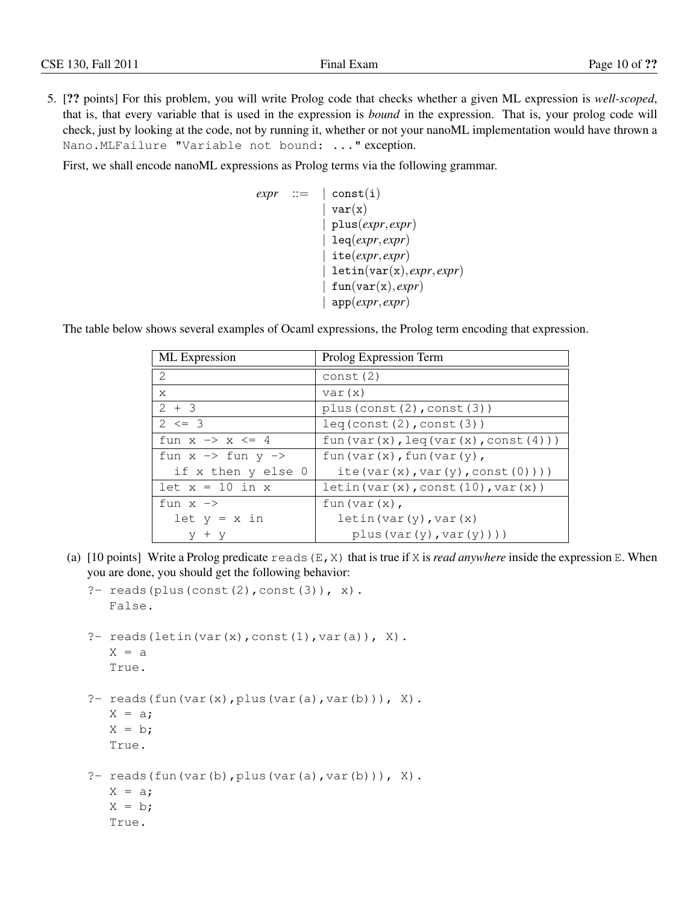5. [**??** points] For this problem, you will write Prolog code that checks whether a given ML expression is *well-scoped*, that is, that every variable that is used in the expression is *bound* in the expression. That is, your prolog code will check, just by looking at the code, not by running it, whether or not your nanoML implementation would have thrown a `Nano.MLFailure "Variable not bound: ..."` exception.

First, we shall encode nanoML expressions as Prolog terms via the following grammar.

```
expr ::= | const(i)
         | var(x)
         | plus(expr, expr)
         | leq(expr, expr)
         | ite(expr, expr)
         | letin(var(x), expr, expr)
         | fun(var(x), expr)
         | app(expr, expr)
```

The table below shows several examples of Ocaml expressions, the Prolog term encoding that expression.

| ML Expression | Prolog Expression Term |
|---|---|
| `2` | `const(2)` |
| `x` | `var(x)` |
| `2 + 3` | `plus(const(2),const(3))` |
| `2 <= 3` | `leq(const(2),const(3))` |
| `fun x -> x <= 4` | `fun(var(x),leq(var(x),const(4)))` |
| `fun x -> fun y -> if x then y else 0` | `fun(var(x),fun(var(y), ite(var(x),var(y),const(0))))` |
| `let x = 10 in x` | `letin(var(x),const(10),var(x))` |
| `fun x -> let y = x in y + y` | `fun(var(x), letin(var(y),var(x) plus(var(y),var(y))))` |

(a) [10 points] Write a Prolog predicate `reads(E,X)` that is true if `X` is *read anywhere* inside the expression `E`. When you are done, you should get the following behavior:

```
?- reads(plus(const(2),const(3)), x).
   False.

?- reads(letin(var(x),const(1),var(a)), X).
   X = a
   True.

?- reads(fun(var(x),plus(var(a),var(b))), X).
   X = a;
   X = b;
   True.

?- reads(fun(var(b),plus(var(a),var(b))), X).
   X = a;
   X = b;
   True.
```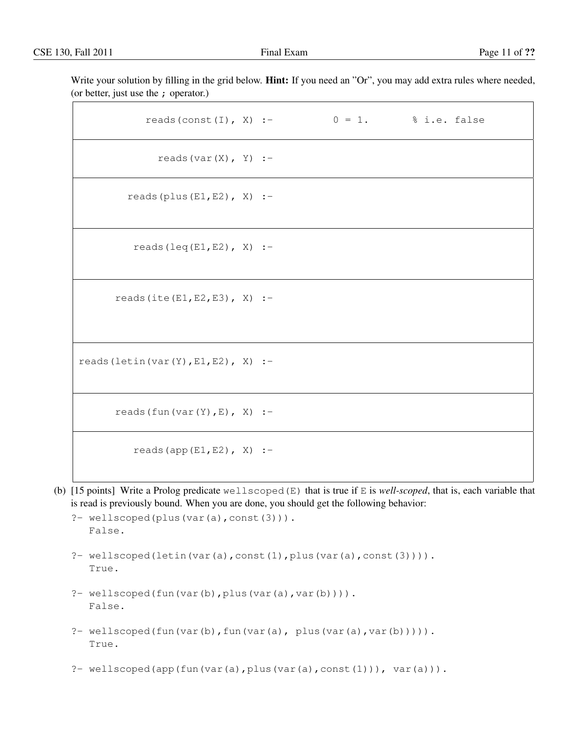Write your solution by filling in the grid below. **Hint:** If you need an "Or", you may add extra rules where needed, (or better, just use the `;` operator.)

| | |
|---|---|
| `reads(const(I), X) :-` | `0 = 1.        % i.e. false` |
| `reads(var(X), Y) :-` | |
| `reads(plus(E1,E2), X) :-` | |
| `reads(leq(E1,E2), X) :-` | |
| `reads(ite(E1,E2,E3), X) :-` | |
| `reads(letin(var(Y),E1,E2), X) :-` | |
| `reads(fun(var(Y),E), X) :-` | |
| `reads(app(E1,E2), X) :-` | |

(b) [15 points] Write a Prolog predicate `wellscoped(E)` that is true if `E` is *well-scoped*, that is, each variable that is read is previously bound. When you are done, you should get the following behavior:

```
?- wellscoped(plus(var(a),const(3))).
   False.

?- wellscoped(letin(var(a),const(1),plus(var(a),const(3)))).
   True.

?- wellscoped(fun(var(b),plus(var(a),var(b)))).
   False.

?- wellscoped(fun(var(b),fun(var(a), plus(var(a),var(b))))).
   True.

?- wellscoped(app(fun(var(a),plus(var(a),const(1))), var(a))).
```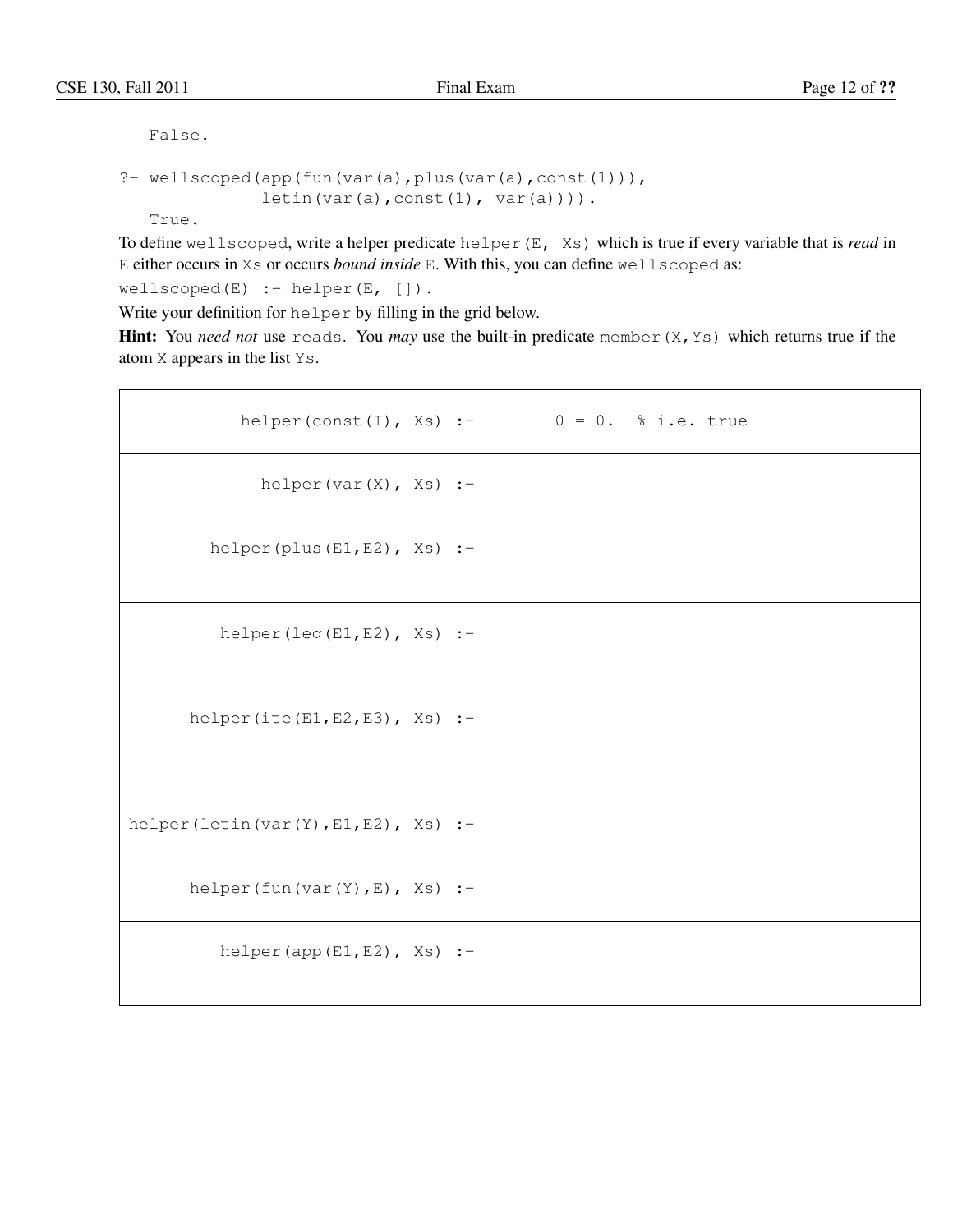```
   False.

?- wellscoped(app(fun(var(a),plus(var(a),const(1))),
              letin(var(a),const(1), var(a)))).
   True.
```

To define `wellscoped`, write a helper predicate `helper(E, Xs)` which is true if every variable that is *read* in `E` either occurs in `Xs` or occurs *bound inside* `E`. With this, you can define `wellscoped` as:

`wellscoped(E) :- helper(E, []).`

Write your definition for `helper` by filling in the grid below.

**Hint:** You *need not* use `reads`. You *may* use the built-in predicate `member(X,Ys)` which returns true if the atom `X` appears in the list `Ys`.

| | |
|---|---|
| `helper(const(I), Xs) :-` | `0 = 0.  % i.e. true` |
| `helper(var(X), Xs) :-` | |
| `helper(plus(E1,E2), Xs) :-` | |
| `helper(leq(E1,E2), Xs) :-` | |
| `helper(ite(E1,E2,E3), Xs) :-` | |
| `helper(letin(var(Y),E1,E2), Xs) :-` | |
| `helper(fun(var(Y),E), Xs) :-` | |
| `helper(app(E1,E2), Xs) :-` | |